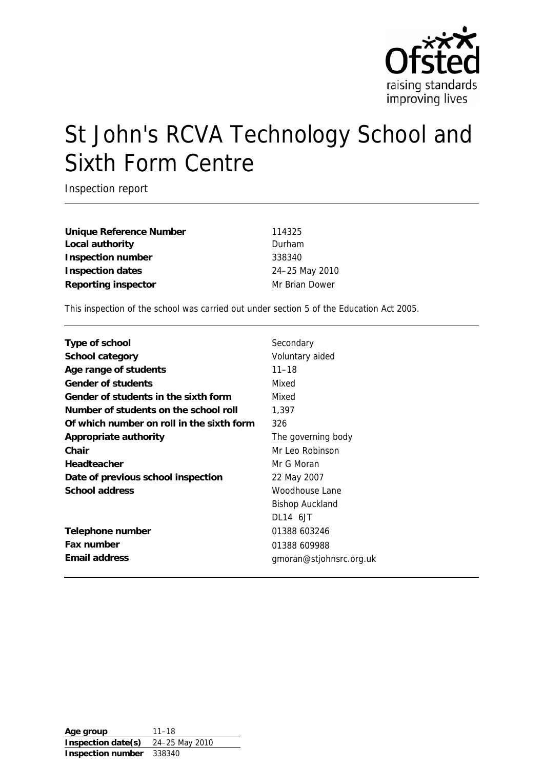# St John's RCVA Technology School and Sixth Form Centre

Inspection report

| | |
|---|---|
| **Unique Reference Number** | 114325 |
| **Local authority** | Durham |
| **Inspection number** | 338340 |
| **Inspection dates** | 24–25 May 2010 |
| **Reporting inspector** | Mr Brian Dower |

This inspection of the school was carried out under section 5 of the Education Act 2005.

| | |
|---|---|
| **Type of school** | Secondary |
| **School category** | Voluntary aided |
| **Age range of students** | 11–18 |
| **Gender of students** | Mixed |
| **Gender of students in the sixth form** | Mixed |
| **Number of students on the school roll** | 1,397 |
| **Of which number on roll in the sixth form** | 326 |
| **Appropriate authority** | The governing body |
| **Chair** | Mr Leo Robinson |
| **Headteacher** | Mr G Moran |
| **Date of previous school inspection** | 22 May 2007 |
| **School address** | Woodhouse Lane<br>Bishop Auckland<br>DL14 6JT |
| **Telephone number** | 01388 603246 |
| **Fax number** | 01388 609988 |
| **Email address** | gmoran@stjohnsrc.org.uk |

| | |
|---|---|
| **Age group** | 11–18 |
| **Inspection date(s)** | 24–25 May 2010 |
| **Inspection number** | 338340 |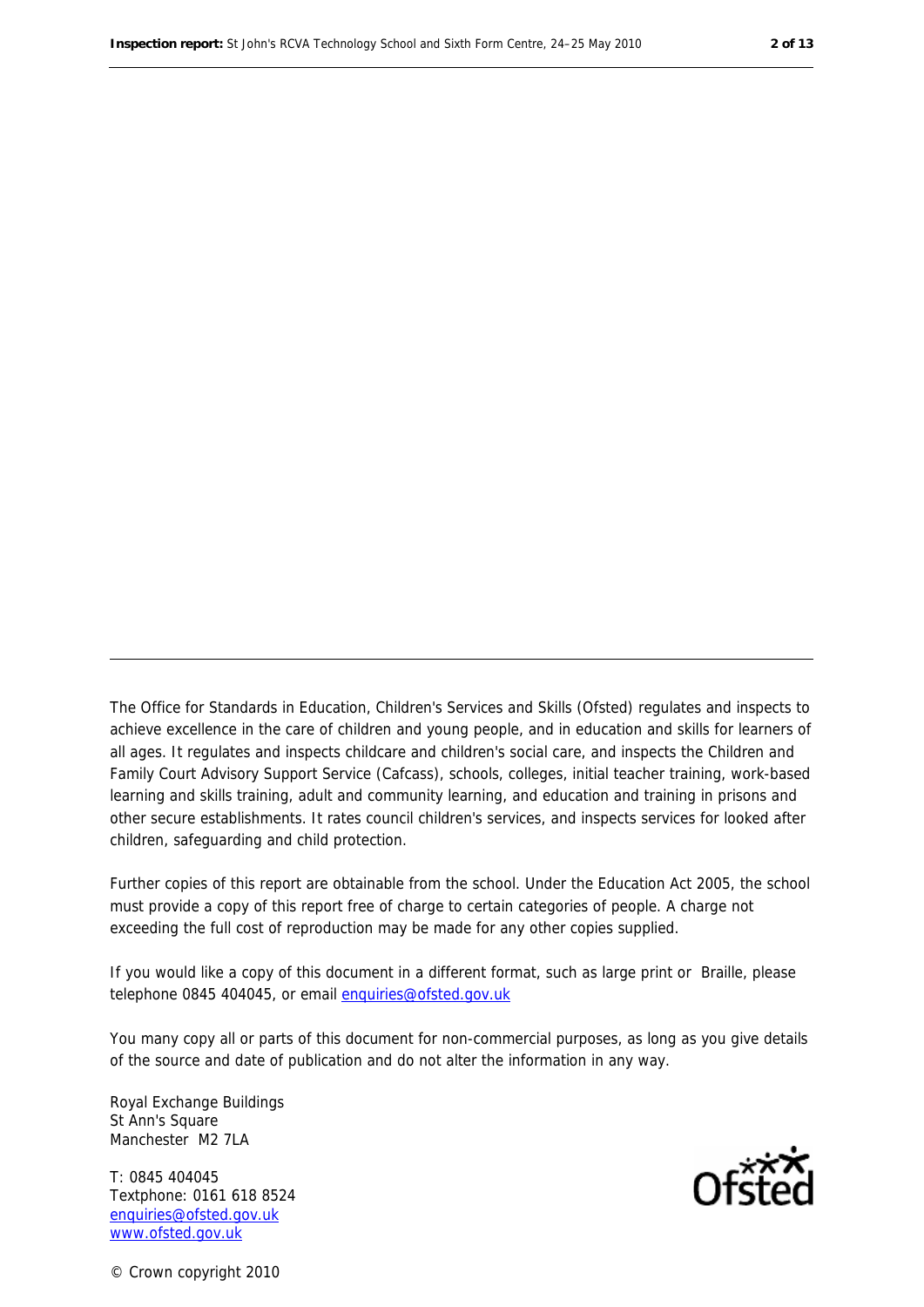The Office for Standards in Education, Children's Services and Skills (Ofsted) regulates and inspects to achieve excellence in the care of children and young people, and in education and skills for learners of all ages. It regulates and inspects childcare and children's social care, and inspects the Children and Family Court Advisory Support Service (Cafcass), schools, colleges, initial teacher training, work-based learning and skills training, adult and community learning, and education and training in prisons and other secure establishments. It rates council children's services, and inspects services for looked after children, safeguarding and child protection.

Further copies of this report are obtainable from the school. Under the Education Act 2005, the school must provide a copy of this report free of charge to certain categories of people. A charge not exceeding the full cost of reproduction may be made for any other copies supplied.

If you would like a copy of this document in a different format, such as large print or Braille, please telephone 0845 404045, or email enquiries@ofsted.gov.uk

You many copy all or parts of this document for non-commercial purposes, as long as you give details of the source and date of publication and do not alter the information in any way.

Royal Exchange Buildings
St Ann's Square
Manchester M2 7LA

T: 0845 404045
Textphone: 0161 618 8524
enquiries@ofsted.gov.uk
www.ofsted.gov.uk

Ofsted

© Crown copyright 2010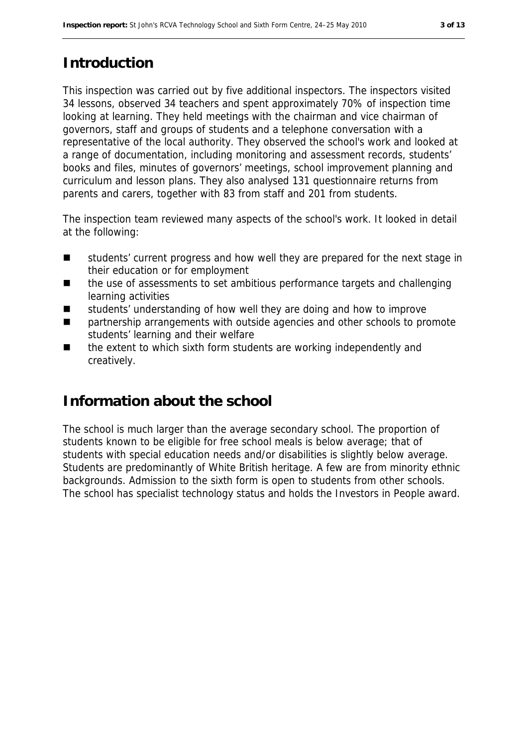## Introduction

This inspection was carried out by five additional inspectors. The inspectors visited 34 lessons, observed 34 teachers and spent approximately 70% of inspection time looking at learning. They held meetings with the chairman and vice chairman of governors, staff and groups of students and a telephone conversation with a representative of the local authority. They observed the school's work and looked at a range of documentation, including monitoring and assessment records, students' books and files, minutes of governors' meetings, school improvement planning and curriculum and lesson plans. They also analysed 131 questionnaire returns from parents and carers, together with 83 from staff and 201 from students.

The inspection team reviewed many aspects of the school's work. It looked in detail at the following:

- students' current progress and how well they are prepared for the next stage in their education or for employment
- the use of assessments to set ambitious performance targets and challenging learning activities
- students' understanding of how well they are doing and how to improve
- partnership arrangements with outside agencies and other schools to promote students' learning and their welfare
- the extent to which sixth form students are working independently and creatively.

## Information about the school

The school is much larger than the average secondary school. The proportion of students known to be eligible for free school meals is below average; that of students with special education needs and/or disabilities is slightly below average. Students are predominantly of White British heritage. A few are from minority ethnic backgrounds. Admission to the sixth form is open to students from other schools. The school has specialist technology status and holds the Investors in People award.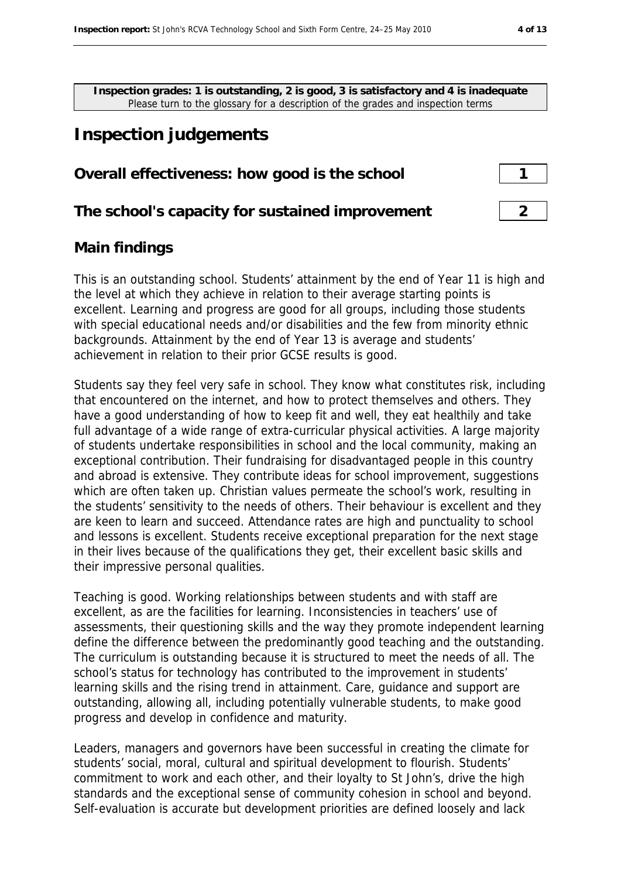**Inspection grades: 1 is outstanding, 2 is good, 3 is satisfactory and 4 is inadequate**
Please turn to the glossary for a description of the grades and inspection terms

# Inspection judgements

| | |
|---|---|
| **Overall effectiveness: how good is the school** | 1 |
| **The school's capacity for sustained improvement** | 2 |

## Main findings

This is an outstanding school. Students' attainment by the end of Year 11 is high and the level at which they achieve in relation to their average starting points is excellent. Learning and progress are good for all groups, including those students with special educational needs and/or disabilities and the few from minority ethnic backgrounds. Attainment by the end of Year 13 is average and students' achievement in relation to their prior GCSE results is good.

Students say they feel very safe in school. They know what constitutes risk, including that encountered on the internet, and how to protect themselves and others. They have a good understanding of how to keep fit and well, they eat healthily and take full advantage of a wide range of extra-curricular physical activities. A large majority of students undertake responsibilities in school and the local community, making an exceptional contribution. Their fundraising for disadvantaged people in this country and abroad is extensive. They contribute ideas for school improvement, suggestions which are often taken up. Christian values permeate the school's work, resulting in the students' sensitivity to the needs of others. Their behaviour is excellent and they are keen to learn and succeed. Attendance rates are high and punctuality to school and lessons is excellent. Students receive exceptional preparation for the next stage in their lives because of the qualifications they get, their excellent basic skills and their impressive personal qualities.

Teaching is good. Working relationships between students and with staff are excellent, as are the facilities for learning. Inconsistencies in teachers' use of assessments, their questioning skills and the way they promote independent learning define the difference between the predominantly good teaching and the outstanding. The curriculum is outstanding because it is structured to meet the needs of all. The school's status for technology has contributed to the improvement in students' learning skills and the rising trend in attainment. Care, guidance and support are outstanding, allowing all, including potentially vulnerable students, to make good progress and develop in confidence and maturity.

Leaders, managers and governors have been successful in creating the climate for students' social, moral, cultural and spiritual development to flourish. Students' commitment to work and each other, and their loyalty to St John's, drive the high standards and the exceptional sense of community cohesion in school and beyond. Self-evaluation is accurate but development priorities are defined loosely and lack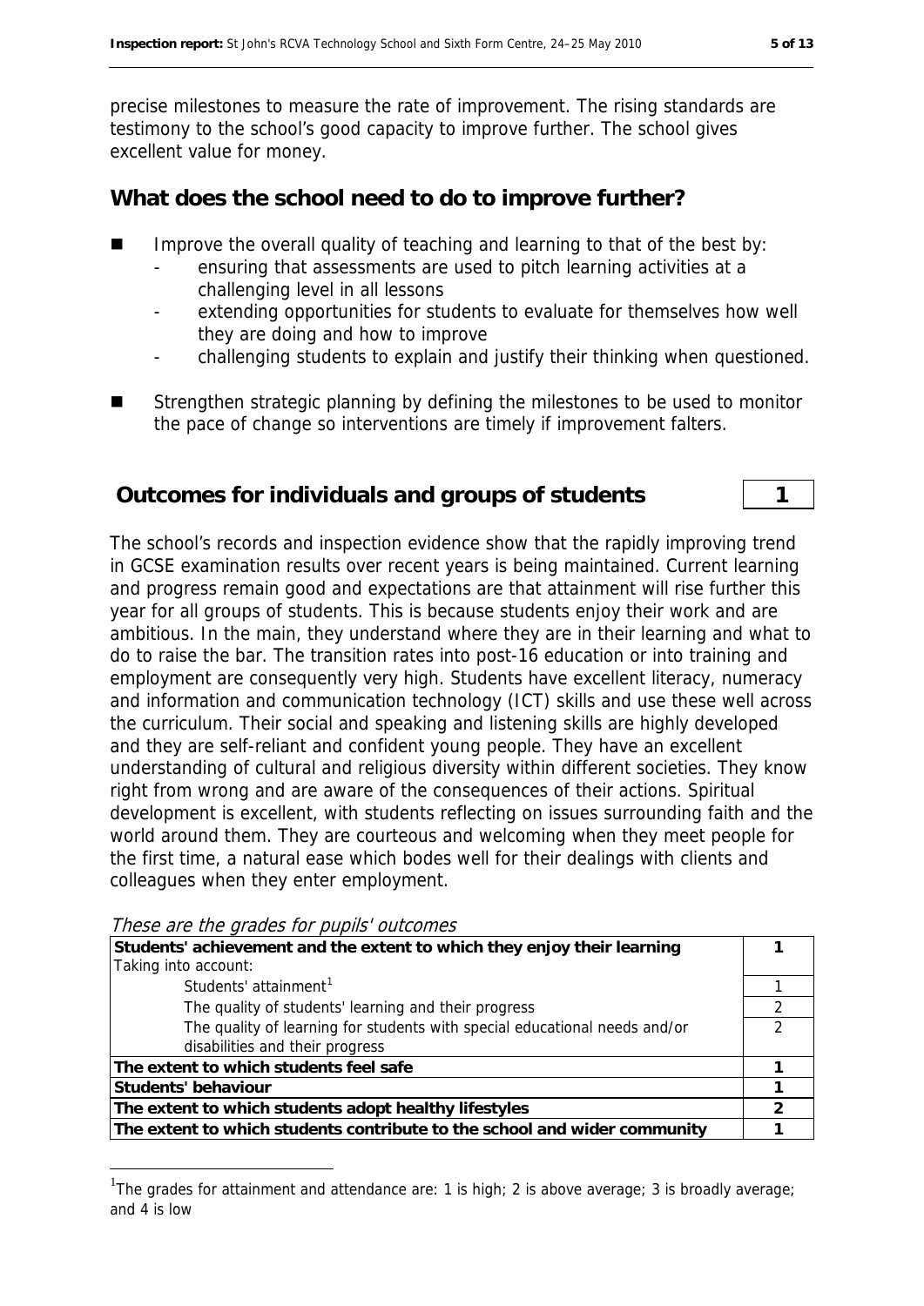precise milestones to measure the rate of improvement. The rising standards are testimony to the school's good capacity to improve further. The school gives excellent value for money.

## What does the school need to do to improve further?

- Improve the overall quality of teaching and learning to that of the best by:
  - ensuring that assessments are used to pitch learning activities at a challenging level in all lessons
  - extending opportunities for students to evaluate for themselves how well they are doing and how to improve
  - challenging students to explain and justify their thinking when questioned.
- Strengthen strategic planning by defining the milestones to be used to monitor the pace of change so interventions are timely if improvement falters.

## Outcomes for individuals and groups of students — 1

The school's records and inspection evidence show that the rapidly improving trend in GCSE examination results over recent years is being maintained. Current learning and progress remain good and expectations are that attainment will rise further this year for all groups of students. This is because students enjoy their work and are ambitious. In the main, they understand where they are in their learning and what to do to raise the bar. The transition rates into post-16 education or into training and employment are consequently very high. Students have excellent literacy, numeracy and information and communication technology (ICT) skills and use these well across the curriculum. Their social and speaking and listening skills are highly developed and they are self-reliant and confident young people. They have an excellent understanding of cultural and religious diversity within different societies. They know right from wrong and are aware of the consequences of their actions. Spiritual development is excellent, with students reflecting on issues surrounding faith and the world around them. They are courteous and welcoming when they meet people for the first time, a natural ease which bodes well for their dealings with clients and colleagues when they enter employment.

*These are the grades for pupils' outcomes*

| | |
|---|---|
| **Students' achievement and the extent to which they enjoy their learning** | **1** |
| Taking into account: | |
| Students' attainment[1] | 1 |
| The quality of students' learning and their progress | 2 |
| The quality of learning for students with special educational needs and/or disabilities and their progress | 2 |
| **The extent to which students feel safe** | **1** |
| **Students' behaviour** | **1** |
| **The extent to which students adopt healthy lifestyles** | **2** |
| **The extent to which students contribute to the school and wider community** | **1** |

[1] The grades for attainment and attendance are: 1 is high; 2 is above average; 3 is broadly average; and 4 is low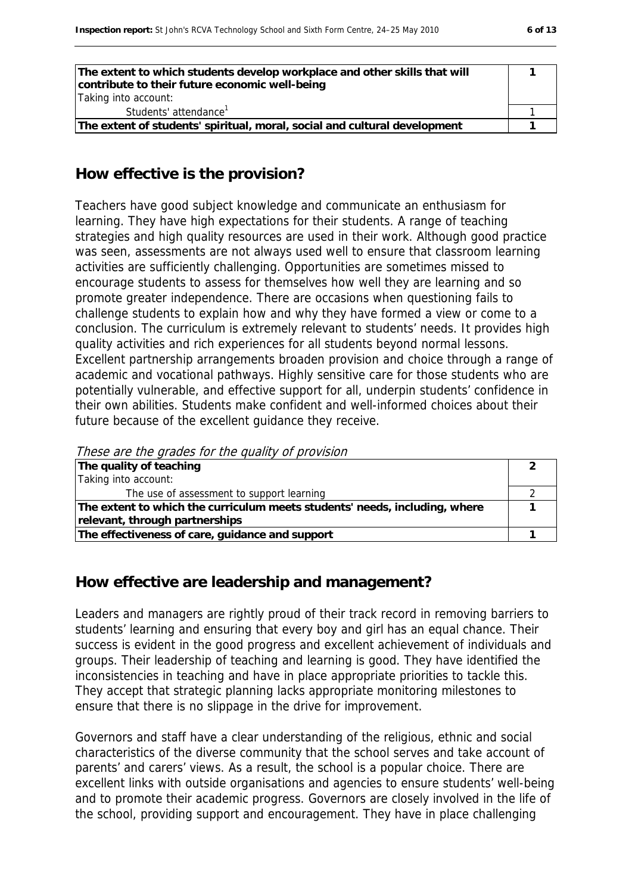| | |
|---|---|
| **The extent to which students develop workplace and other skills that will contribute to their future economic well-being** | **1** |
| Taking into account: | |
| Students' attendance[1] | 1 |
| **The extent of students' spiritual, moral, social and cultural development** | **1** |

## How effective is the provision?

Teachers have good subject knowledge and communicate an enthusiasm for learning. They have high expectations for their students. A range of teaching strategies and high quality resources are used in their work. Although good practice was seen, assessments are not always used well to ensure that classroom learning activities are sufficiently challenging. Opportunities are sometimes missed to encourage students to assess for themselves how well they are learning and so promote greater independence. There are occasions when questioning fails to challenge students to explain how and why they have formed a view or come to a conclusion. The curriculum is extremely relevant to students' needs. It provides high quality activities and rich experiences for all students beyond normal lessons. Excellent partnership arrangements broaden provision and choice through a range of academic and vocational pathways. Highly sensitive care for those students who are potentially vulnerable, and effective support for all, underpin students' confidence in their own abilities. Students make confident and well-informed choices about their future because of the excellent guidance they receive.

*These are the grades for the quality of provision*

| | |
|---|---|
| **The quality of teaching** | **2** |
| Taking into account: | |
| The use of assessment to support learning | 2 |
| **The extent to which the curriculum meets students' needs, including, where relevant, through partnerships** | **1** |
| **The effectiveness of care, guidance and support** | **1** |

## How effective are leadership and management?

Leaders and managers are rightly proud of their track record in removing barriers to students' learning and ensuring that every boy and girl has an equal chance. Their success is evident in the good progress and excellent achievement of individuals and groups. Their leadership of teaching and learning is good. They have identified the inconsistencies in teaching and have in place appropriate priorities to tackle this. They accept that strategic planning lacks appropriate monitoring milestones to ensure that there is no slippage in the drive for improvement.

Governors and staff have a clear understanding of the religious, ethnic and social characteristics of the diverse community that the school serves and take account of parents' and carers' views. As a result, the school is a popular choice. There are excellent links with outside organisations and agencies to ensure students' well-being and to promote their academic progress. Governors are closely involved in the life of the school, providing support and encouragement. They have in place challenging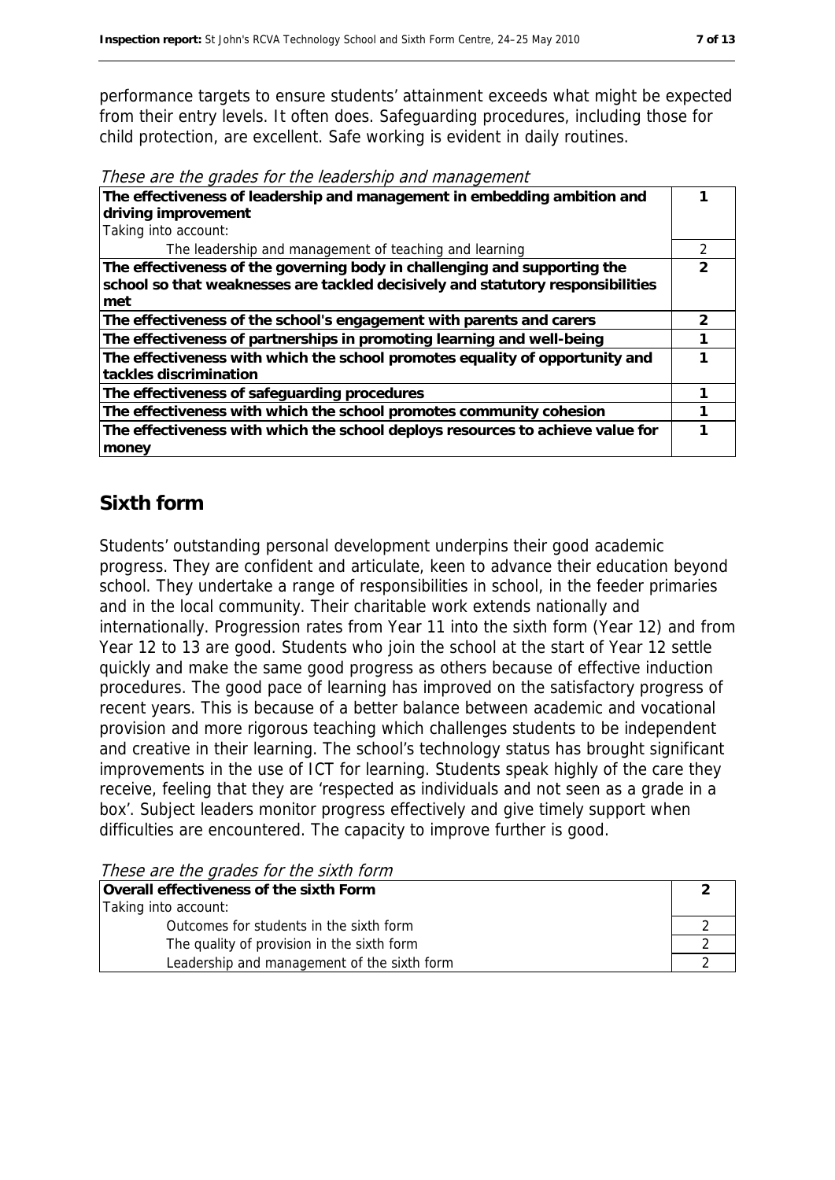performance targets to ensure students' attainment exceeds what might be expected from their entry levels. It often does. Safeguarding procedures, including those for child protection, are excellent. Safe working is evident in daily routines.

*These are the grades for the leadership and management*

| | |
|---|---|
| **The effectiveness of leadership and management in embedding ambition and driving improvement** | **1** |
| Taking into account: | |
| The leadership and management of teaching and learning | 2 |
| **The effectiveness of the governing body in challenging and supporting the school so that weaknesses are tackled decisively and statutory responsibilities met** | **2** |
| **The effectiveness of the school's engagement with parents and carers** | **2** |
| **The effectiveness of partnerships in promoting learning and well-being** | **1** |
| **The effectiveness with which the school promotes equality of opportunity and tackles discrimination** | **1** |
| **The effectiveness of safeguarding procedures** | **1** |
| **The effectiveness with which the school promotes community cohesion** | **1** |
| **The effectiveness with which the school deploys resources to achieve value for money** | **1** |

## Sixth form

Students' outstanding personal development underpins their good academic progress. They are confident and articulate, keen to advance their education beyond school. They undertake a range of responsibilities in school, in the feeder primaries and in the local community. Their charitable work extends nationally and internationally. Progression rates from Year 11 into the sixth form (Year 12) and from Year 12 to 13 are good. Students who join the school at the start of Year 12 settle quickly and make the same good progress as others because of effective induction procedures. The good pace of learning has improved on the satisfactory progress of recent years. This is because of a better balance between academic and vocational provision and more rigorous teaching which challenges students to be independent and creative in their learning. The school's technology status has brought significant improvements in the use of ICT for learning. Students speak highly of the care they receive, feeling that they are 'respected as individuals and not seen as a grade in a box'. Subject leaders monitor progress effectively and give timely support when difficulties are encountered. The capacity to improve further is good.

*These are the grades for the sixth form*

| | |
|---|---|
| **Overall effectiveness of the sixth Form** | **2** |
| Taking into account: | |
| Outcomes for students in the sixth form | 2 |
| The quality of provision in the sixth form | 2 |
| Leadership and management of the sixth form | 2 |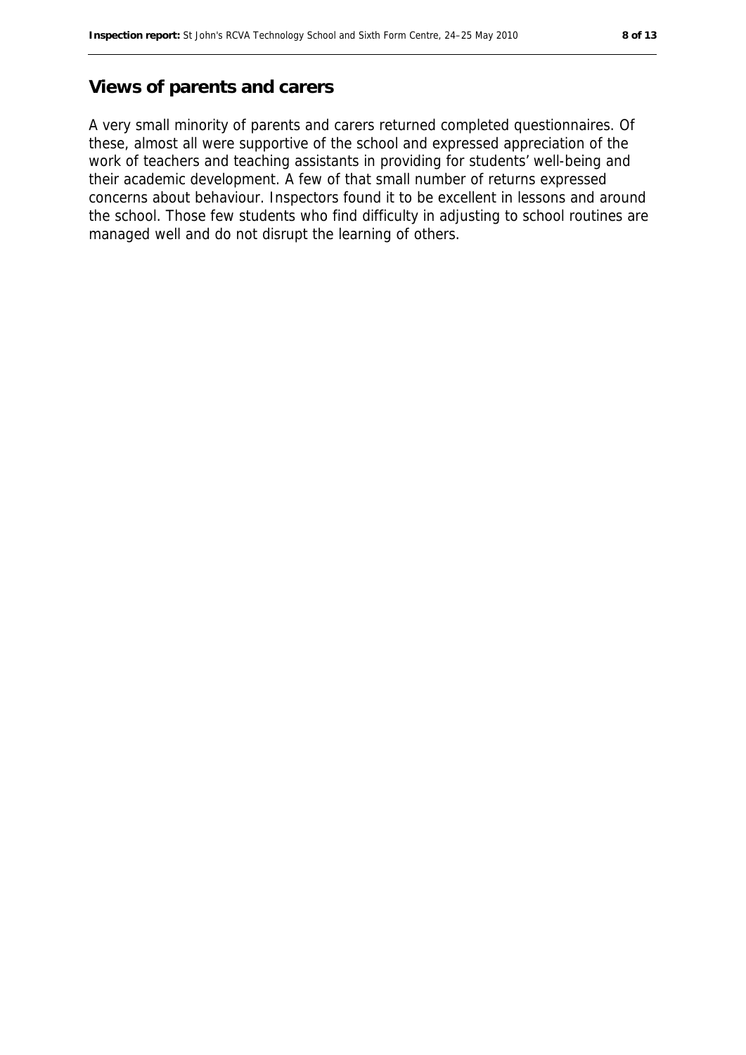## Views of parents and carers

A very small minority of parents and carers returned completed questionnaires. Of these, almost all were supportive of the school and expressed appreciation of the work of teachers and teaching assistants in providing for students' well-being and their academic development. A few of that small number of returns expressed concerns about behaviour. Inspectors found it to be excellent in lessons and around the school. Those few students who find difficulty in adjusting to school routines are managed well and do not disrupt the learning of others.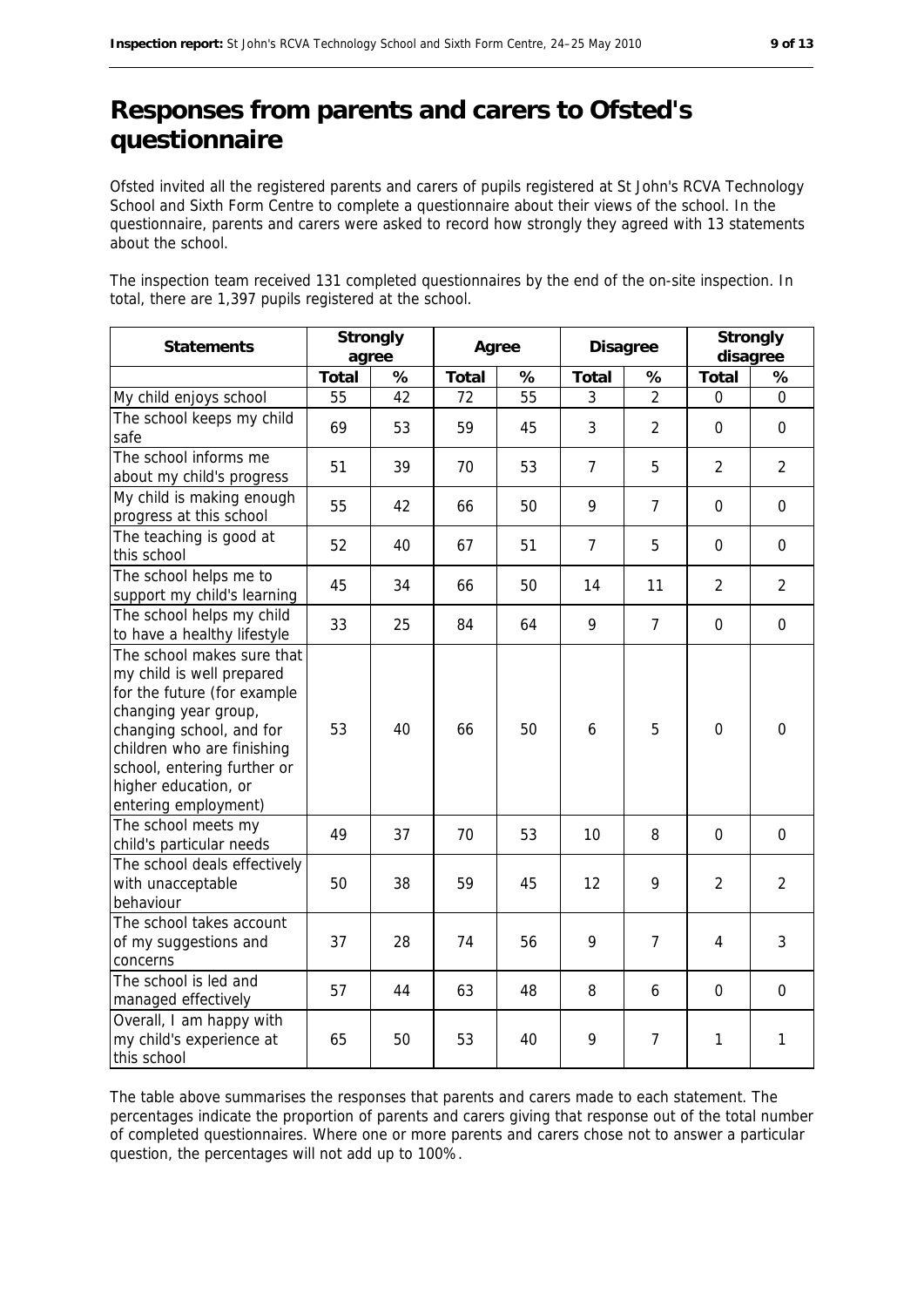# Responses from parents and carers to Ofsted's questionnaire

Ofsted invited all the registered parents and carers of pupils registered at St John's RCVA Technology School and Sixth Form Centre to complete a questionnaire about their views of the school. In the questionnaire, parents and carers were asked to record how strongly they agreed with 13 statements about the school.

The inspection team received 131 completed questionnaires by the end of the on-site inspection. In total, there are 1,397 pupils registered at the school.

| Statements | Strongly agree | | Agree | | Disagree | | Strongly disagree | |
|---|---|---|---|---|---|---|---|---|
| | Total | % | Total | % | Total | % | Total | % |
| My child enjoys school | 55 | 42 | 72 | 55 | 3 | 2 | 0 | 0 |
| The school keeps my child safe | 69 | 53 | 59 | 45 | 3 | 2 | 0 | 0 |
| The school informs me about my child's progress | 51 | 39 | 70 | 53 | 7 | 5 | 2 | 2 |
| My child is making enough progress at this school | 55 | 42 | 66 | 50 | 9 | 7 | 0 | 0 |
| The teaching is good at this school | 52 | 40 | 67 | 51 | 7 | 5 | 0 | 0 |
| The school helps me to support my child's learning | 45 | 34 | 66 | 50 | 14 | 11 | 2 | 2 |
| The school helps my child to have a healthy lifestyle | 33 | 25 | 84 | 64 | 9 | 7 | 0 | 0 |
| The school makes sure that my child is well prepared for the future (for example changing year group, changing school, and for children who are finishing school, entering further or higher education, or entering employment) | 53 | 40 | 66 | 50 | 6 | 5 | 0 | 0 |
| The school meets my child's particular needs | 49 | 37 | 70 | 53 | 10 | 8 | 0 | 0 |
| The school deals effectively with unacceptable behaviour | 50 | 38 | 59 | 45 | 12 | 9 | 2 | 2 |
| The school takes account of my suggestions and concerns | 37 | 28 | 74 | 56 | 9 | 7 | 4 | 3 |
| The school is led and managed effectively | 57 | 44 | 63 | 48 | 8 | 6 | 0 | 0 |
| Overall, I am happy with my child's experience at this school | 65 | 50 | 53 | 40 | 9 | 7 | 1 | 1 |

The table above summarises the responses that parents and carers made to each statement. The percentages indicate the proportion of parents and carers giving that response out of the total number of completed questionnaires. Where one or more parents and carers chose not to answer a particular question, the percentages will not add up to 100%.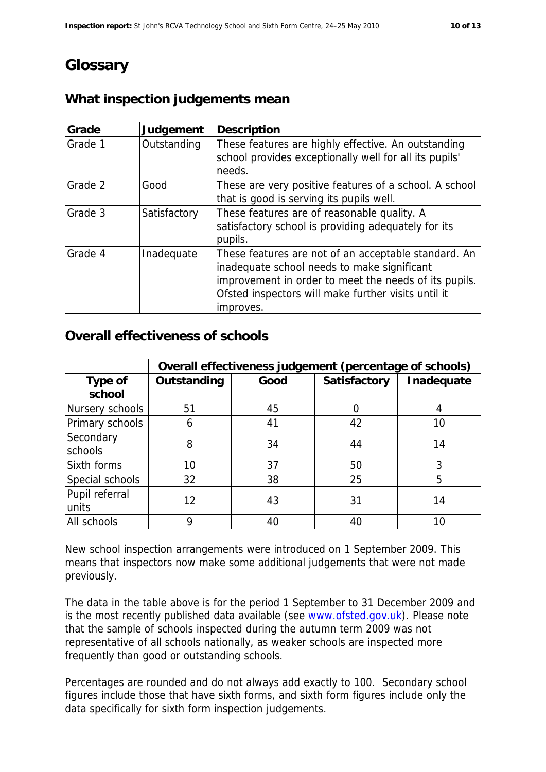# Glossary

## What inspection judgements mean

| Grade | Judgement | Description |
|---|---|---|
| Grade 1 | Outstanding | These features are highly effective. An outstanding school provides exceptionally well for all its pupils' needs. |
| Grade 2 | Good | These are very positive features of a school. A school that is good is serving its pupils well. |
| Grade 3 | Satisfactory | These features are of reasonable quality. A satisfactory school is providing adequately for its pupils. |
| Grade 4 | Inadequate | These features are not of an acceptable standard. An inadequate school needs to make significant improvement in order to meet the needs of its pupils. Ofsted inspectors will make further visits until it improves. |

## Overall effectiveness of schools

| | Overall effectiveness judgement (percentage of schools) | | | |
|---|---|---|---|---|
| **Type of school** | **Outstanding** | **Good** | **Satisfactory** | **Inadequate** |
| Nursery schools | 51 | 45 | 0 | 4 |
| Primary schools | 6 | 41 | 42 | 10 |
| Secondary schools | 8 | 34 | 44 | 14 |
| Sixth forms | 10 | 37 | 50 | 3 |
| Special schools | 32 | 38 | 25 | 5 |
| Pupil referral units | 12 | 43 | 31 | 14 |
| All schools | 9 | 40 | 40 | 10 |

New school inspection arrangements were introduced on 1 September 2009. This means that inspectors now make some additional judgements that were not made previously.

The data in the table above is for the period 1 September to 31 December 2009 and is the most recently published data available (see www.ofsted.gov.uk). Please note that the sample of schools inspected during the autumn term 2009 was not representative of all schools nationally, as weaker schools are inspected more frequently than good or outstanding schools.

Percentages are rounded and do not always add exactly to 100. Secondary school figures include those that have sixth forms, and sixth form figures include only the data specifically for sixth form inspection judgements.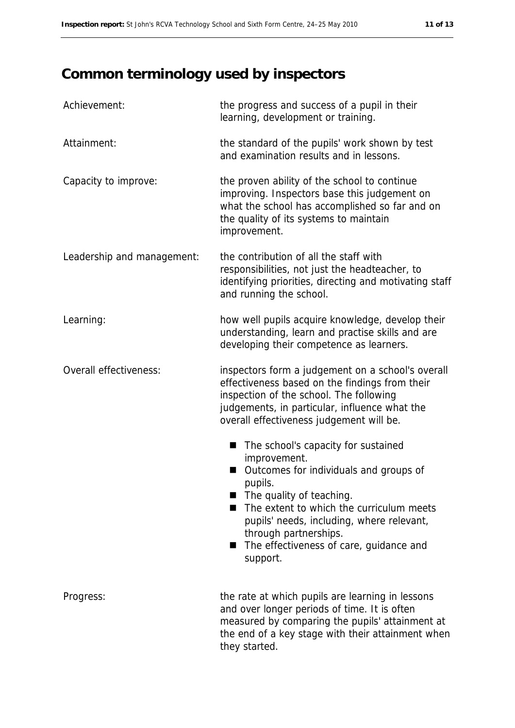# Common terminology used by inspectors

| | |
|---|---|
| Achievement: | the progress and success of a pupil in their learning, development or training. |
| Attainment: | the standard of the pupils' work shown by test and examination results and in lessons. |
| Capacity to improve: | the proven ability of the school to continue improving. Inspectors base this judgement on what the school has accomplished so far and on the quality of its systems to maintain improvement. |
| Leadership and management: | the contribution of all the staff with responsibilities, not just the headteacher, to identifying priorities, directing and motivating staff and running the school. |
| Learning: | how well pupils acquire knowledge, develop their understanding, learn and practise skills and are developing their competence as learners. |
| Overall effectiveness: | inspectors form a judgement on a school's overall effectiveness based on the findings from their inspection of the school. The following judgements, in particular, influence what the overall effectiveness judgement will be.<br>■ The school's capacity for sustained improvement.<br>■ Outcomes for individuals and groups of pupils.<br>■ The quality of teaching.<br>■ The extent to which the curriculum meets pupils' needs, including, where relevant, through partnerships.<br>■ The effectiveness of care, guidance and support. |
| Progress: | the rate at which pupils are learning in lessons and over longer periods of time. It is often measured by comparing the pupils' attainment at the end of a key stage with their attainment when they started. |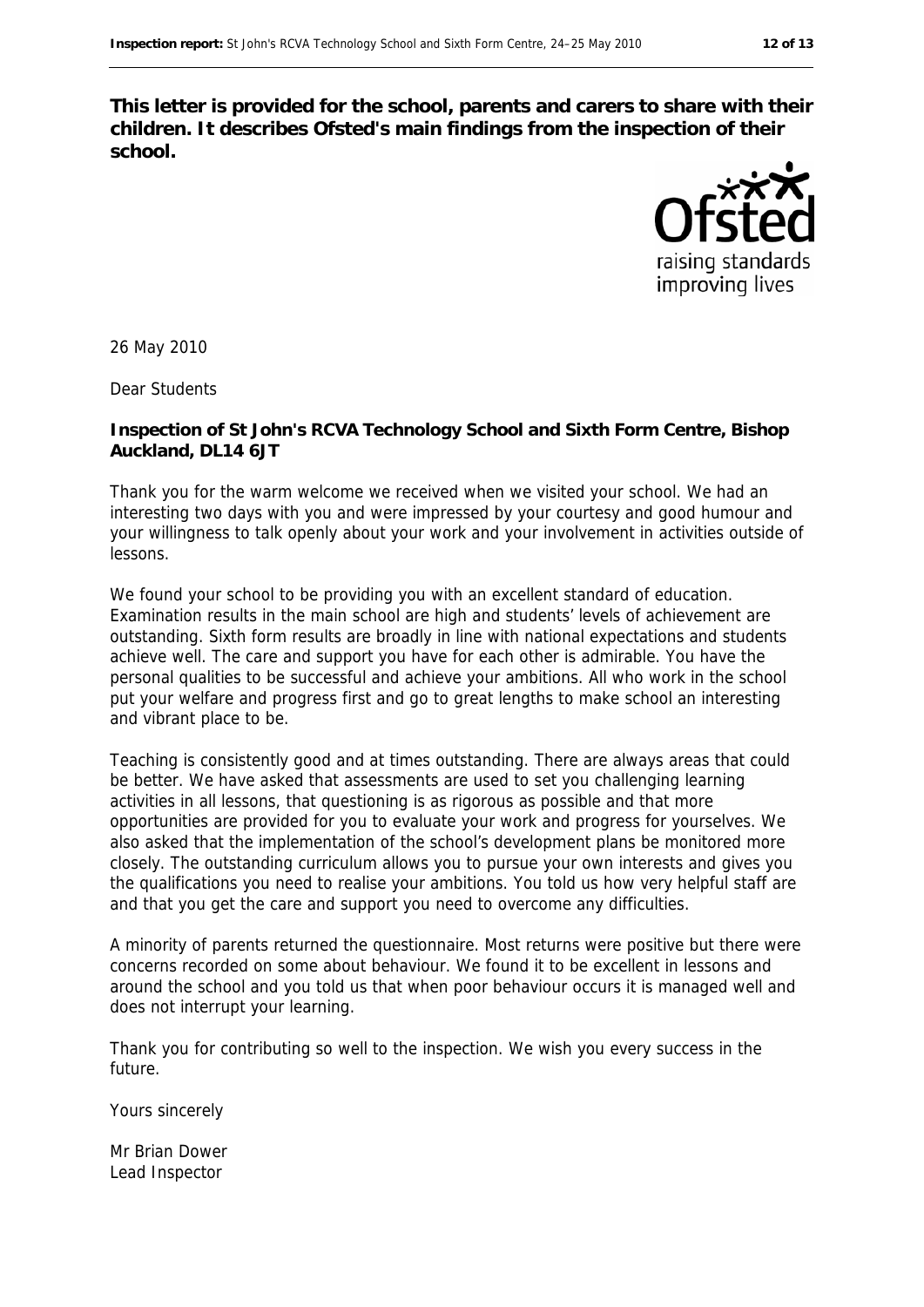**This letter is provided for the school, parents and carers to share with their children. It describes Ofsted's main findings from the inspection of their school.**

26 May 2010

Dear Students

**Inspection of St John's RCVA Technology School and Sixth Form Centre, Bishop Auckland, DL14 6JT**

Thank you for the warm welcome we received when we visited your school. We had an interesting two days with you and were impressed by your courtesy and good humour and your willingness to talk openly about your work and your involvement in activities outside of lessons.

We found your school to be providing you with an excellent standard of education. Examination results in the main school are high and students' levels of achievement are outstanding. Sixth form results are broadly in line with national expectations and students achieve well. The care and support you have for each other is admirable. You have the personal qualities to be successful and achieve your ambitions. All who work in the school put your welfare and progress first and go to great lengths to make school an interesting and vibrant place to be.

Teaching is consistently good and at times outstanding. There are always areas that could be better. We have asked that assessments are used to set you challenging learning activities in all lessons, that questioning is as rigorous as possible and that more opportunities are provided for you to evaluate your work and progress for yourselves. We also asked that the implementation of the school's development plans be monitored more closely. The outstanding curriculum allows you to pursue your own interests and gives you the qualifications you need to realise your ambitions. You told us how very helpful staff are and that you get the care and support you need to overcome any difficulties.

A minority of parents returned the questionnaire. Most returns were positive but there were concerns recorded on some about behaviour. We found it to be excellent in lessons and around the school and you told us that when poor behaviour occurs it is managed well and does not interrupt your learning.

Thank you for contributing so well to the inspection. We wish you every success in the future.

Yours sincerely

Mr Brian Dower
Lead Inspector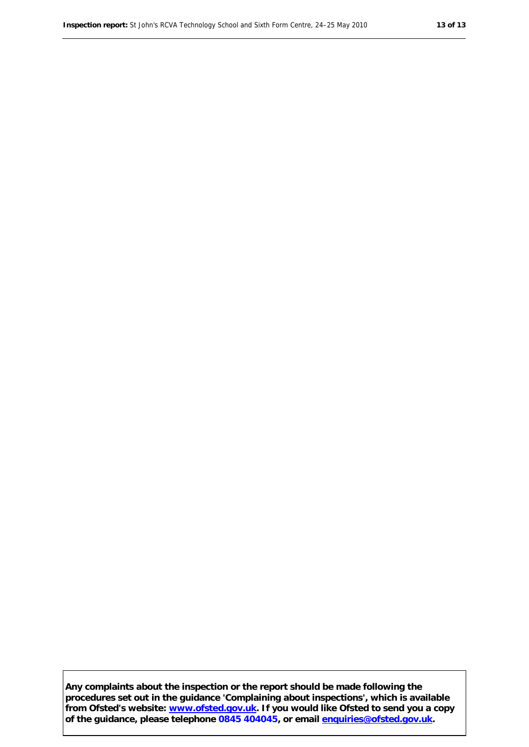**Any complaints about the inspection or the report should be made following the procedures set out in the guidance 'Complaining about inspections', which is available from Ofsted's website: [www.ofsted.gov.uk](http://www.ofsted.gov.uk). If you would like Ofsted to send you a copy of the guidance, please telephone 0845 404045, or email [enquiries@ofsted.gov.uk](mailto:enquiries@ofsted.gov.uk).**